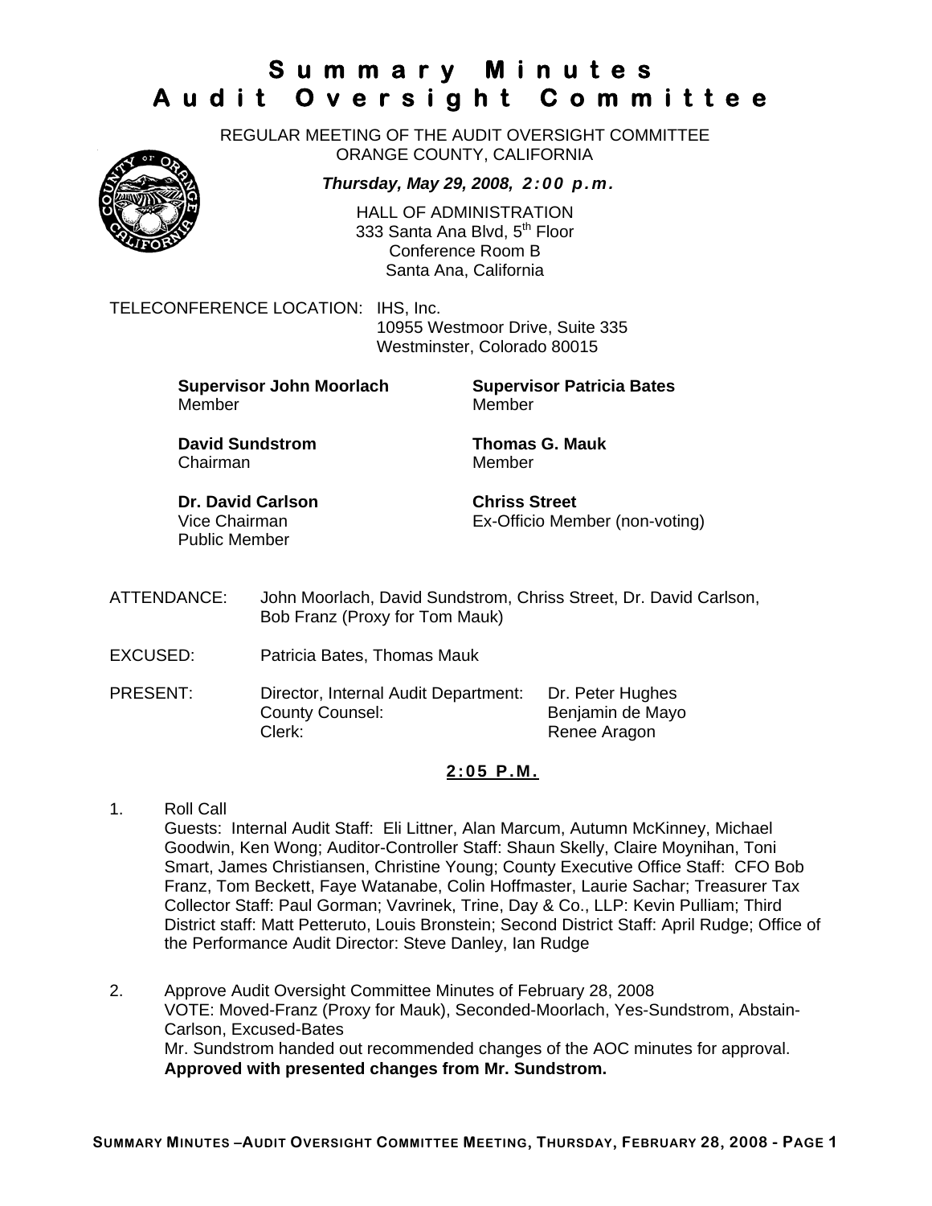# Summary Minutes
# Audit Oversight Committee

REGULAR MEETING OF THE AUDIT OVERSIGHT COMMITTEE
ORANGE COUNTY, CALIFORNIA

***Thursday, May 29, 2008, 2:00 p.m.***

HALL OF ADMINISTRATION
333 Santa Ana Blvd, 5th Floor
Conference Room B
Santa Ana, California

TELECONFERENCE LOCATION: IHS, Inc.
10955 Westmoor Drive, Suite 335
Westminster, Colorado 80015

**Supervisor John Moorlach**
Member

**Supervisor Patricia Bates**
Member

**David Sundstrom**
Chairman

**Thomas G. Mauk**
Member

**Dr. David Carlson**
Vice Chairman
Public Member

**Chriss Street**
Ex-Officio Member (non-voting)

ATTENDANCE: John Moorlach, David Sundstrom, Chriss Street, Dr. David Carlson, Bob Franz (Proxy for Tom Mauk)

EXCUSED: Patricia Bates, Thomas Mauk

PRESENT:

| | |
|---|---|
| Director, Internal Audit Department: | Dr. Peter Hughes |
| County Counsel: | Benjamin de Mayo |
| Clerk: | Renee Aragon |

**2:05 P.M.**

1. Roll Call
   Guests: Internal Audit Staff: Eli Littner, Alan Marcum, Autumn McKinney, Michael Goodwin, Ken Wong; Auditor-Controller Staff: Shaun Skelly, Claire Moynihan, Toni Smart, James Christiansen, Christine Young; County Executive Office Staff: CFO Bob Franz, Tom Beckett, Faye Watanabe, Colin Hoffmaster, Laurie Sachar; Treasurer Tax Collector Staff: Paul Gorman; Vavrinek, Trine, Day & Co., LLP: Kevin Pulliam; Third District staff: Matt Petteruto, Louis Bronstein; Second District Staff: April Rudge; Office of the Performance Audit Director: Steve Danley, Ian Rudge

2. Approve Audit Oversight Committee Minutes of February 28, 2008
   VOTE: Moved-Franz (Proxy for Mauk), Seconded-Moorlach, Yes-Sundstrom, Abstain-Carlson, Excused-Bates
   Mr. Sundstrom handed out recommended changes of the AOC minutes for approval.
   **Approved with presented changes from Mr. Sundstrom.**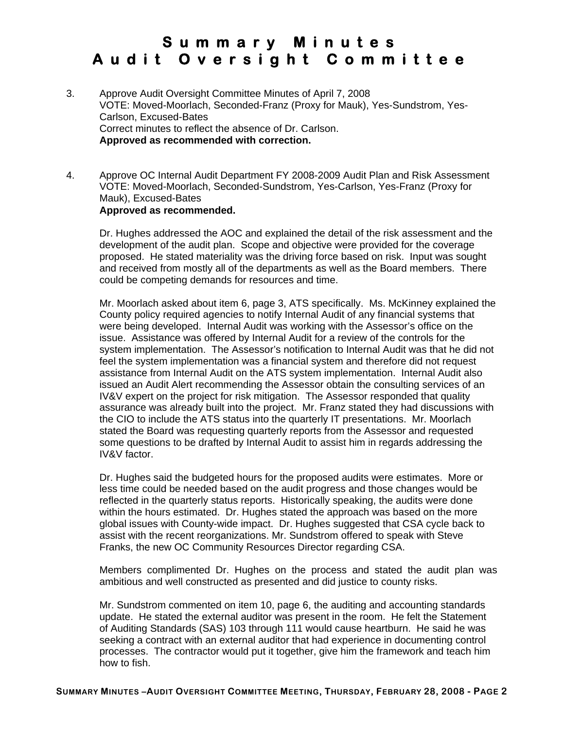# Summary Minutes
# Audit Oversight Committee

3. Approve Audit Oversight Committee Minutes of April 7, 2008
   VOTE: Moved-Moorlach, Seconded-Franz (Proxy for Mauk), Yes-Sundstrom, Yes-Carlson, Excused-Bates
   Correct minutes to reflect the absence of Dr. Carlson.
   **Approved as recommended with correction.**

4. Approve OC Internal Audit Department FY 2008-2009 Audit Plan and Risk Assessment
   VOTE: Moved-Moorlach, Seconded-Sundstrom, Yes-Carlson, Yes-Franz (Proxy for Mauk), Excused-Bates
   **Approved as recommended.**

   Dr. Hughes addressed the AOC and explained the detail of the risk assessment and the development of the audit plan. Scope and objective were provided for the coverage proposed. He stated materiality was the driving force based on risk. Input was sought and received from mostly all of the departments as well as the Board members. There could be competing demands for resources and time.

   Mr. Moorlach asked about item 6, page 3, ATS specifically. Ms. McKinney explained the County policy required agencies to notify Internal Audit of any financial systems that were being developed. Internal Audit was working with the Assessor's office on the issue. Assistance was offered by Internal Audit for a review of the controls for the system implementation. The Assessor's notification to Internal Audit was that he did not feel the system implementation was a financial system and therefore did not request assistance from Internal Audit on the ATS system implementation. Internal Audit also issued an Audit Alert recommending the Assessor obtain the consulting services of an IV&V expert on the project for risk mitigation. The Assessor responded that quality assurance was already built into the project. Mr. Franz stated they had discussions with the CIO to include the ATS status into the quarterly IT presentations. Mr. Moorlach stated the Board was requesting quarterly reports from the Assessor and requested some questions to be drafted by Internal Audit to assist him in regards addressing the IV&V factor.

   Dr. Hughes said the budgeted hours for the proposed audits were estimates. More or less time could be needed based on the audit progress and those changes would be reflected in the quarterly status reports. Historically speaking, the audits were done within the hours estimated. Dr. Hughes stated the approach was based on the more global issues with County-wide impact. Dr. Hughes suggested that CSA cycle back to assist with the recent reorganizations. Mr. Sundstrom offered to speak with Steve Franks, the new OC Community Resources Director regarding CSA.

   Members complimented Dr. Hughes on the process and stated the audit plan was ambitious and well constructed as presented and did justice to county risks.

   Mr. Sundstrom commented on item 10, page 6, the auditing and accounting standards update. He stated the external auditor was present in the room. He felt the Statement of Auditing Standards (SAS) 103 through 111 would cause heartburn. He said he was seeking a contract with an external auditor that had experience in documenting control processes. The contractor would put it together, give him the framework and teach him how to fish.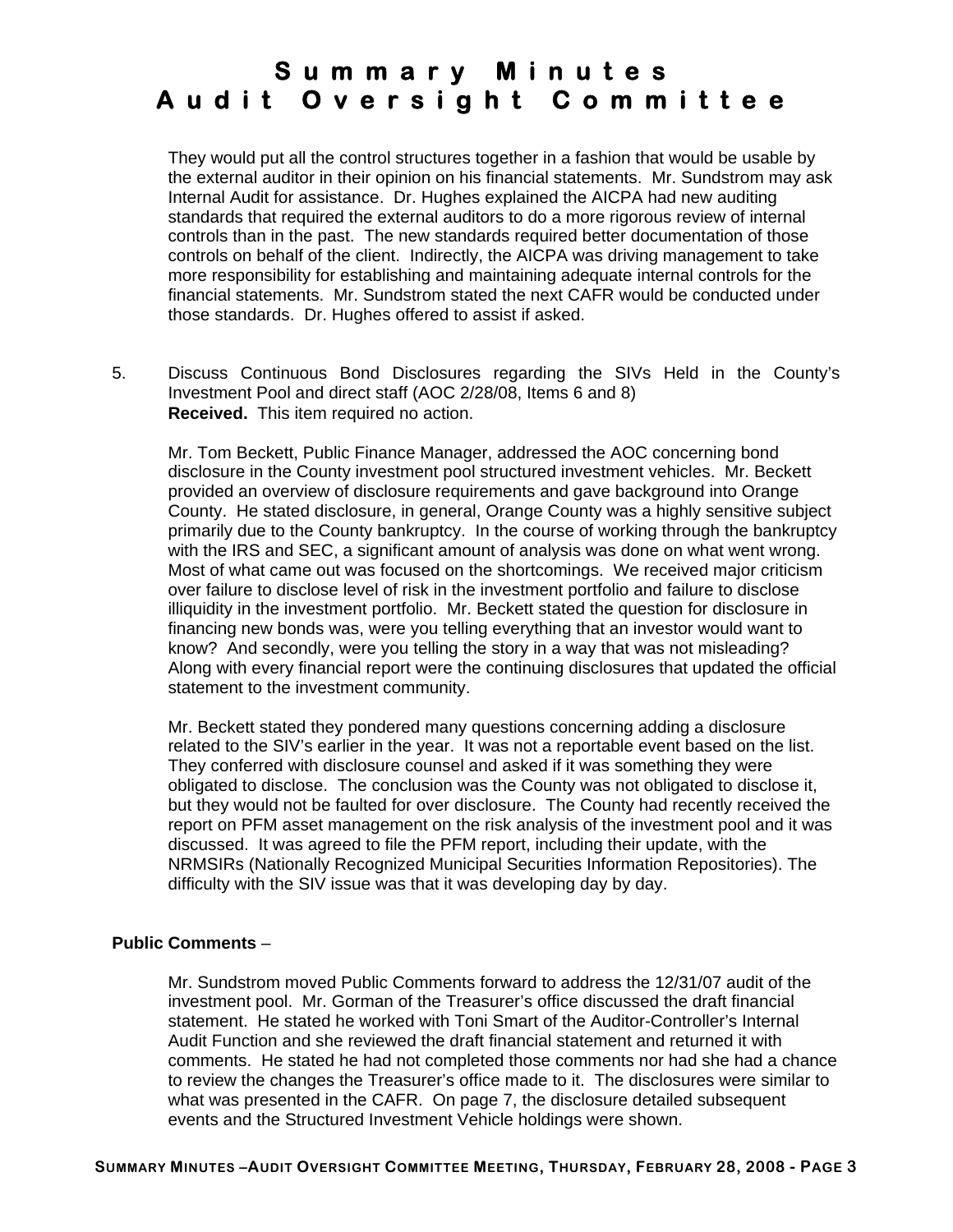They would put all the control structures together in a fashion that would be usable by the external auditor in their opinion on his financial statements. Mr. Sundstrom may ask Internal Audit for assistance. Dr. Hughes explained the AICPA had new auditing standards that required the external auditors to do a more rigorous review of internal controls than in the past. The new standards required better documentation of those controls on behalf of the client. Indirectly, the AICPA was driving management to take more responsibility for establishing and maintaining adequate internal controls for the financial statements. Mr. Sundstrom stated the next CAFR would be conducted under those standards. Dr. Hughes offered to assist if asked.

5. Discuss Continuous Bond Disclosures regarding the SIVs Held in the County's Investment Pool and direct staff (AOC 2/28/08, Items 6 and 8)
**Received.** This item required no action.

Mr. Tom Beckett, Public Finance Manager, addressed the AOC concerning bond disclosure in the County investment pool structured investment vehicles. Mr. Beckett provided an overview of disclosure requirements and gave background into Orange County. He stated disclosure, in general, Orange County was a highly sensitive subject primarily due to the County bankruptcy. In the course of working through the bankruptcy with the IRS and SEC, a significant amount of analysis was done on what went wrong. Most of what came out was focused on the shortcomings. We received major criticism over failure to disclose level of risk in the investment portfolio and failure to disclose illiquidity in the investment portfolio. Mr. Beckett stated the question for disclosure in financing new bonds was, were you telling everything that an investor would want to know? And secondly, were you telling the story in a way that was not misleading? Along with every financial report were the continuing disclosures that updated the official statement to the investment community.

Mr. Beckett stated they pondered many questions concerning adding a disclosure related to the SIV's earlier in the year. It was not a reportable event based on the list. They conferred with disclosure counsel and asked if it was something they were obligated to disclose. The conclusion was the County was not obligated to disclose it, but they would not be faulted for over disclosure. The County had recently received the report on PFM asset management on the risk analysis of the investment pool and it was discussed. It was agreed to file the PFM report, including their update, with the NRMSIRs (Nationally Recognized Municipal Securities Information Repositories). The difficulty with the SIV issue was that it was developing day by day.

**Public Comments** –

Mr. Sundstrom moved Public Comments forward to address the 12/31/07 audit of the investment pool. Mr. Gorman of the Treasurer's office discussed the draft financial statement. He stated he worked with Toni Smart of the Auditor-Controller's Internal Audit Function and she reviewed the draft financial statement and returned it with comments. He stated he had not completed those comments nor had she had a chance to review the changes the Treasurer's office made to it. The disclosures were similar to what was presented in the CAFR. On page 7, the disclosure detailed subsequent events and the Structured Investment Vehicle holdings were shown.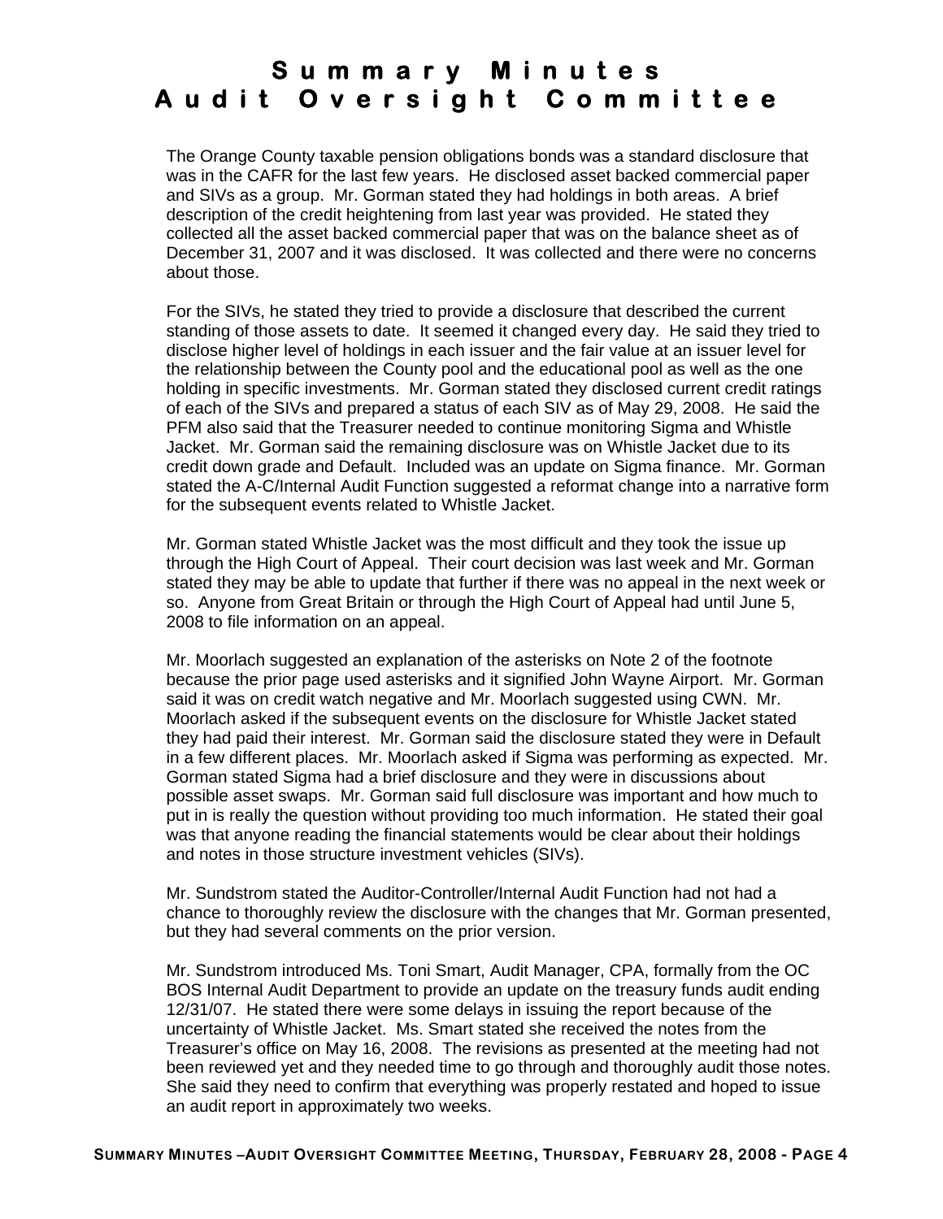# Summary Minutes
# Audit Oversight Committee

The Orange County taxable pension obligations bonds was a standard disclosure that was in the CAFR for the last few years. He disclosed asset backed commercial paper and SIVs as a group. Mr. Gorman stated they had holdings in both areas. A brief description of the credit heightening from last year was provided. He stated they collected all the asset backed commercial paper that was on the balance sheet as of December 31, 2007 and it was disclosed. It was collected and there were no concerns about those.

For the SIVs, he stated they tried to provide a disclosure that described the current standing of those assets to date. It seemed it changed every day. He said they tried to disclose higher level of holdings in each issuer and the fair value at an issuer level for the relationship between the County pool and the educational pool as well as the one holding in specific investments. Mr. Gorman stated they disclosed current credit ratings of each of the SIVs and prepared a status of each SIV as of May 29, 2008. He said the PFM also said that the Treasurer needed to continue monitoring Sigma and Whistle Jacket. Mr. Gorman said the remaining disclosure was on Whistle Jacket due to its credit down grade and Default. Included was an update on Sigma finance. Mr. Gorman stated the A-C/Internal Audit Function suggested a reformat change into a narrative form for the subsequent events related to Whistle Jacket.

Mr. Gorman stated Whistle Jacket was the most difficult and they took the issue up through the High Court of Appeal. Their court decision was last week and Mr. Gorman stated they may be able to update that further if there was no appeal in the next week or so. Anyone from Great Britain or through the High Court of Appeal had until June 5, 2008 to file information on an appeal.

Mr. Moorlach suggested an explanation of the asterisks on Note 2 of the footnote because the prior page used asterisks and it signified John Wayne Airport. Mr. Gorman said it was on credit watch negative and Mr. Moorlach suggested using CWN. Mr. Moorlach asked if the subsequent events on the disclosure for Whistle Jacket stated they had paid their interest. Mr. Gorman said the disclosure stated they were in Default in a few different places. Mr. Moorlach asked if Sigma was performing as expected. Mr. Gorman stated Sigma had a brief disclosure and they were in discussions about possible asset swaps. Mr. Gorman said full disclosure was important and how much to put in is really the question without providing too much information. He stated their goal was that anyone reading the financial statements would be clear about their holdings and notes in those structure investment vehicles (SIVs).

Mr. Sundstrom stated the Auditor-Controller/Internal Audit Function had not had a chance to thoroughly review the disclosure with the changes that Mr. Gorman presented, but they had several comments on the prior version.

Mr. Sundstrom introduced Ms. Toni Smart, Audit Manager, CPA, formally from the OC BOS Internal Audit Department to provide an update on the treasury funds audit ending 12/31/07. He stated there were some delays in issuing the report because of the uncertainty of Whistle Jacket. Ms. Smart stated she received the notes from the Treasurer's office on May 16, 2008. The revisions as presented at the meeting had not been reviewed yet and they needed time to go through and thoroughly audit those notes. She said they need to confirm that everything was properly restated and hoped to issue an audit report in approximately two weeks.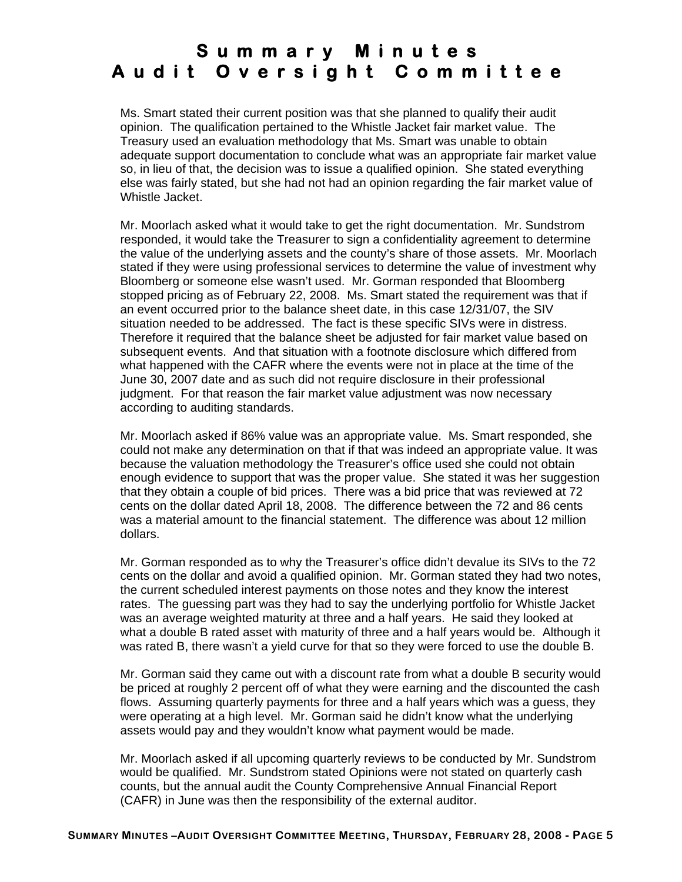# Summary Minutes
# Audit Oversight Committee

Ms. Smart stated their current position was that she planned to qualify their audit opinion. The qualification pertained to the Whistle Jacket fair market value. The Treasury used an evaluation methodology that Ms. Smart was unable to obtain adequate support documentation to conclude what was an appropriate fair market value so, in lieu of that, the decision was to issue a qualified opinion. She stated everything else was fairly stated, but she had not had an opinion regarding the fair market value of Whistle Jacket.

Mr. Moorlach asked what it would take to get the right documentation. Mr. Sundstrom responded, it would take the Treasurer to sign a confidentiality agreement to determine the value of the underlying assets and the county's share of those assets. Mr. Moorlach stated if they were using professional services to determine the value of investment why Bloomberg or someone else wasn't used. Mr. Gorman responded that Bloomberg stopped pricing as of February 22, 2008. Ms. Smart stated the requirement was that if an event occurred prior to the balance sheet date, in this case 12/31/07, the SIV situation needed to be addressed. The fact is these specific SIVs were in distress. Therefore it required that the balance sheet be adjusted for fair market value based on subsequent events. And that situation with a footnote disclosure which differed from what happened with the CAFR where the events were not in place at the time of the June 30, 2007 date and as such did not require disclosure in their professional judgment. For that reason the fair market value adjustment was now necessary according to auditing standards.

Mr. Moorlach asked if 86% value was an appropriate value. Ms. Smart responded, she could not make any determination on that if that was indeed an appropriate value. It was because the valuation methodology the Treasurer's office used she could not obtain enough evidence to support that was the proper value. She stated it was her suggestion that they obtain a couple of bid prices. There was a bid price that was reviewed at 72 cents on the dollar dated April 18, 2008. The difference between the 72 and 86 cents was a material amount to the financial statement. The difference was about 12 million dollars.

Mr. Gorman responded as to why the Treasurer's office didn't devalue its SIVs to the 72 cents on the dollar and avoid a qualified opinion. Mr. Gorman stated they had two notes, the current scheduled interest payments on those notes and they know the interest rates. The guessing part was they had to say the underlying portfolio for Whistle Jacket was an average weighted maturity at three and a half years. He said they looked at what a double B rated asset with maturity of three and a half years would be. Although it was rated B, there wasn't a yield curve for that so they were forced to use the double B.

Mr. Gorman said they came out with a discount rate from what a double B security would be priced at roughly 2 percent off of what they were earning and the discounted the cash flows. Assuming quarterly payments for three and a half years which was a guess, they were operating at a high level. Mr. Gorman said he didn't know what the underlying assets would pay and they wouldn't know what payment would be made.

Mr. Moorlach asked if all upcoming quarterly reviews to be conducted by Mr. Sundstrom would be qualified. Mr. Sundstrom stated Opinions were not stated on quarterly cash counts, but the annual audit the County Comprehensive Annual Financial Report (CAFR) in June was then the responsibility of the external auditor.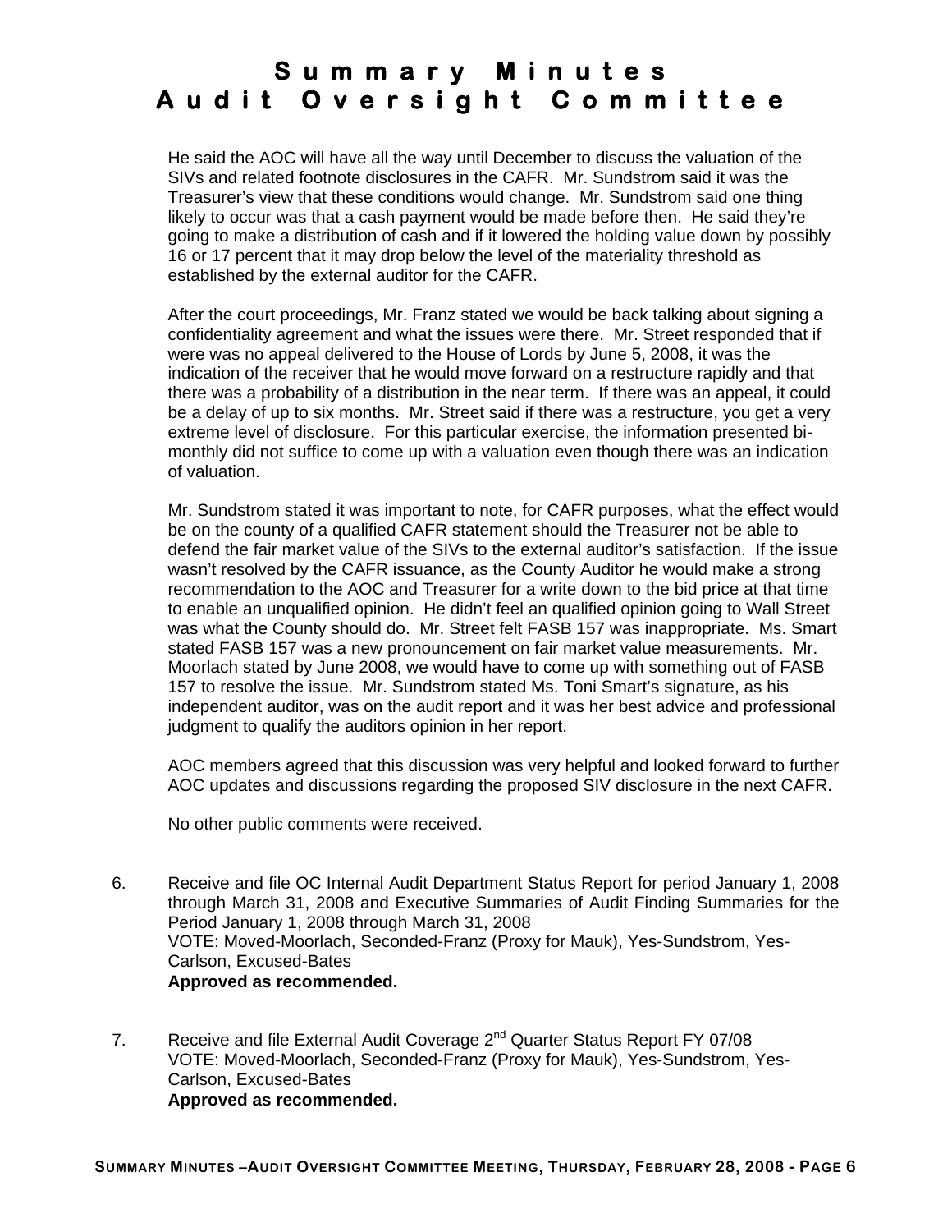He said the AOC will have all the way until December to discuss the valuation of the SIVs and related footnote disclosures in the CAFR. Mr. Sundstrom said it was the Treasurer's view that these conditions would change. Mr. Sundstrom said one thing likely to occur was that a cash payment would be made before then. He said they're going to make a distribution of cash and if it lowered the holding value down by possibly 16 or 17 percent that it may drop below the level of the materiality threshold as established by the external auditor for the CAFR.

After the court proceedings, Mr. Franz stated we would be back talking about signing a confidentiality agreement and what the issues were there. Mr. Street responded that if were was no appeal delivered to the House of Lords by June 5, 2008, it was the indication of the receiver that he would move forward on a restructure rapidly and that there was a probability of a distribution in the near term. If there was an appeal, it could be a delay of up to six months. Mr. Street said if there was a restructure, you get a very extreme level of disclosure. For this particular exercise, the information presented bi-monthly did not suffice to come up with a valuation even though there was an indication of valuation.

Mr. Sundstrom stated it was important to note, for CAFR purposes, what the effect would be on the county of a qualified CAFR statement should the Treasurer not be able to defend the fair market value of the SIVs to the external auditor's satisfaction. If the issue wasn't resolved by the CAFR issuance, as the County Auditor he would make a strong recommendation to the AOC and Treasurer for a write down to the bid price at that time to enable an unqualified opinion. He didn't feel an qualified opinion going to Wall Street was what the County should do. Mr. Street felt FASB 157 was inappropriate. Ms. Smart stated FASB 157 was a new pronouncement on fair market value measurements. Mr. Moorlach stated by June 2008, we would have to come up with something out of FASB 157 to resolve the issue. Mr. Sundstrom stated Ms. Toni Smart's signature, as his independent auditor, was on the audit report and it was her best advice and professional judgment to qualify the auditors opinion in her report.

AOC members agreed that this discussion was very helpful and looked forward to further AOC updates and discussions regarding the proposed SIV disclosure in the next CAFR.

No other public comments were received.

6. Receive and file OC Internal Audit Department Status Report for period January 1, 2008 through March 31, 2008 and Executive Summaries of Audit Finding Summaries for the Period January 1, 2008 through March 31, 2008
   VOTE: Moved-Moorlach, Seconded-Franz (Proxy for Mauk), Yes-Sundstrom, Yes-Carlson, Excused-Bates
   **Approved as recommended.**

7. Receive and file External Audit Coverage 2nd Quarter Status Report FY 07/08
   VOTE: Moved-Moorlach, Seconded-Franz (Proxy for Mauk), Yes-Sundstrom, Yes-Carlson, Excused-Bates
   **Approved as recommended.**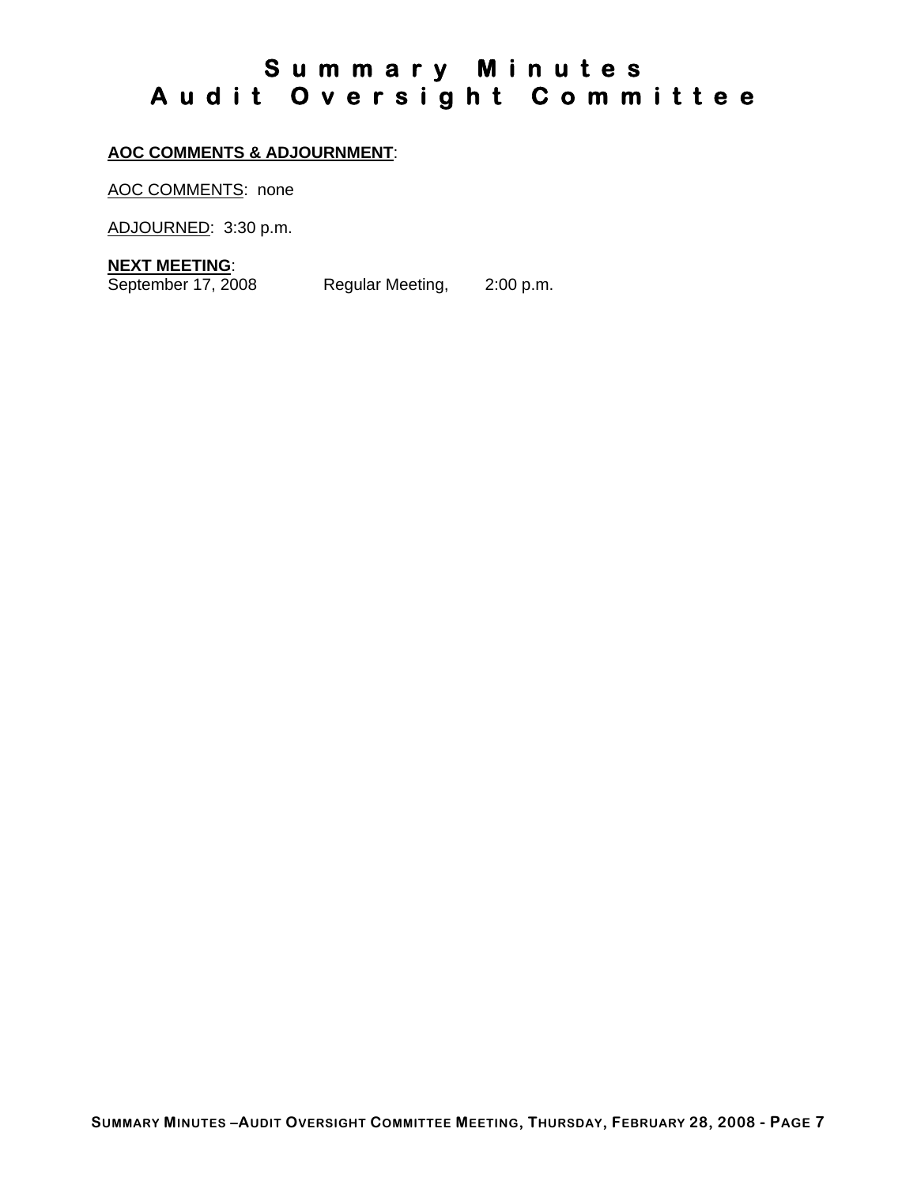**AOC COMMENTS & ADJOURNMENT**:

AOC COMMENTS: none

ADJOURNED: 3:30 p.m.

**NEXT MEETING**:

September 17, 2008 Regular Meeting, 2:00 p.m.